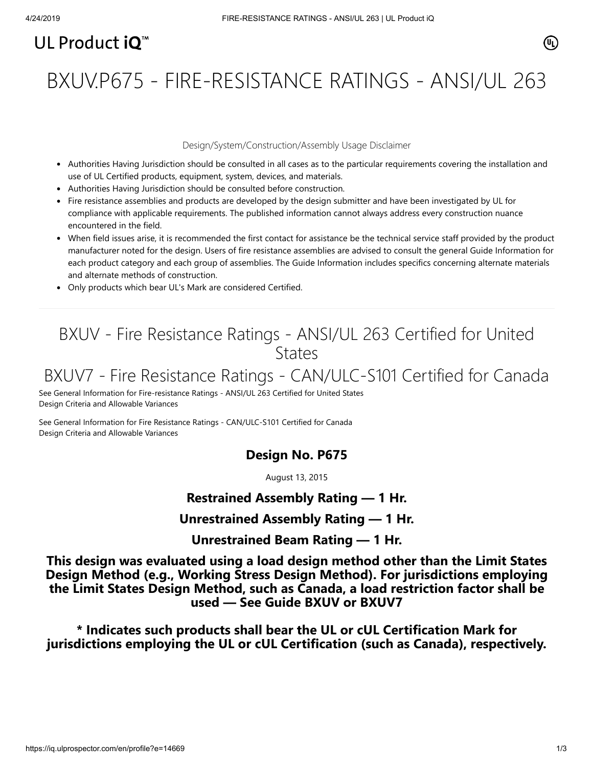UL Product iQ™

# BXUV.P675 - FIRE-RESISTANCE RATINGS - ANSI/UL 263

Design/System/Construction/Assembly Usage Disclaimer

- Authorities Having Jurisdiction should be consulted in all cases as to the particular requirements covering the installation and use of UL Certified products, equipment, system, devices, and materials.
- Authorities Having Jurisdiction should be consulted before construction.
- Fire resistance assemblies and products are developed by the design submitter and have been investigated by UL for compliance with applicable requirements. The published information cannot always address every construction nuance encountered in the field.
- When field issues arise, it is recommended the first contact for assistance be the technical service staff provided by the product manufacturer noted for the design. Users of fire resistance assemblies are advised to consult the general Guide Information for each product category and each group of assemblies. The Guide Information includes specifics concerning alternate materials and alternate methods of construction.
- Only products which bear UL's Mark are considered Certified.

## BXUV - Fire Resistance Ratings - ANSI/UL 263 Certified for United States

## BXUV7 - Fire Resistance Ratings - CAN/ULC-S101 Certified for Canada

See General Information for Fire-resistance Ratings - ANSI/UL 263 Certified for United States
Design Criteria and Allowable Variances

See General Information for Fire Resistance Ratings - CAN/ULC-S101 Certified for Canada
Design Criteria and Allowable Variances

### Design No. P675

August 13, 2015

**Restrained Assembly Rating — 1 Hr.**

**Unrestrained Assembly Rating — 1 Hr.**

**Unrestrained Beam Rating — 1 Hr.**

**This design was evaluated using a load design method other than the Limit States Design Method (e.g., Working Stress Design Method). For jurisdictions employing the Limit States Design Method, such as Canada, a load restriction factor shall be used — See Guide BXUV or BXUV7**

**\* Indicates such products shall bear the UL or cUL Certification Mark for jurisdictions employing the UL or cUL Certification (such as Canada), respectively.**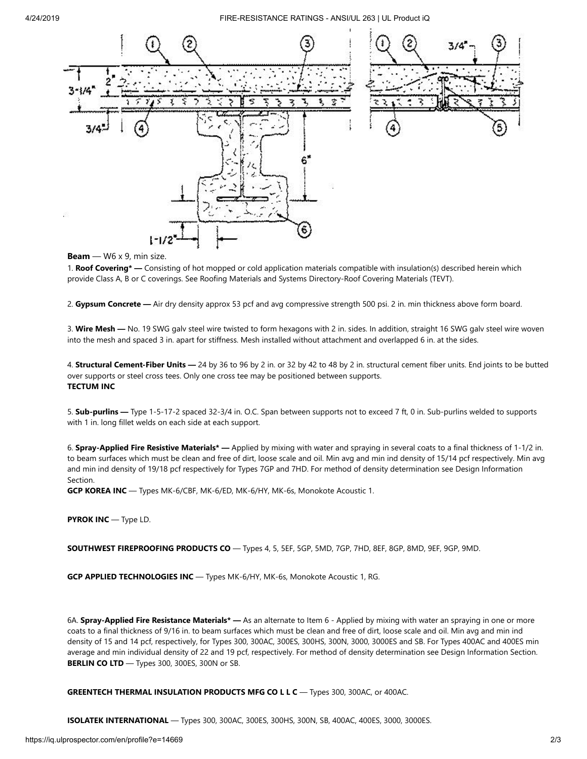**Beam** — W6 x 9, min size.

1. **Roof Covering* —** Consisting of hot mopped or cold application materials compatible with insulation(s) described herein which provide Class A, B or C coverings. See Roofing Materials and Systems Directory-Roof Covering Materials (TEVT).

2. **Gypsum Concrete —** Air dry density approx 53 pcf and avg compressive strength 500 psi. 2 in. min thickness above form board.

3. **Wire Mesh —** No. 19 SWG galv steel wire twisted to form hexagons with 2 in. sides. In addition, straight 16 SWG galv steel wire woven into the mesh and spaced 3 in. apart for stiffness. Mesh installed without attachment and overlapped 6 in. at the sides.

4. **Structural Cement-Fiber Units —** 24 by 36 to 96 by 2 in. or 32 by 42 to 48 by 2 in. structural cement fiber units. End joints to be butted over supports or steel cross tees. Only one cross tee may be positioned between supports.
**TECTUM INC**

5. **Sub-purlins —** Type 1-5-17-2 spaced 32-3/4 in. O.C. Span between supports not to exceed 7 ft, 0 in. Sub-purlins welded to supports with 1 in. long fillet welds on each side at each support.

6. **Spray-Applied Fire Resistive Materials* —** Applied by mixing with water and spraying in several coats to a final thickness of 1-1/2 in. to beam surfaces which must be clean and free of dirt, loose scale and oil. Min avg and min ind density of 15/14 pcf respectively. Min avg and min ind density of 19/18 pcf respectively for Types 7GP and 7HD. For method of density determination see Design Information Section.
**GCP KOREA INC** — Types MK-6/CBF, MK-6/ED, MK-6/HY, MK-6s, Monokote Acoustic 1.

**PYROK INC** — Type LD.

**SOUTHWEST FIREPROOFING PRODUCTS CO** — Types 4, 5, 5EF, 5GP, 5MD, 7GP, 7HD, 8EF, 8GP, 8MD, 9EF, 9GP, 9MD.

**GCP APPLIED TECHNOLOGIES INC** — Types MK-6/HY, MK-6s, Monokote Acoustic 1, RG.

6A. **Spray-Applied Fire Resistance Materials* —** As an alternate to Item 6 - Applied by mixing with water an spraying in one or more coats to a final thickness of 9/16 in. to beam surfaces which must be clean and free of dirt, loose scale and oil. Min avg and min ind density of 15 and 14 pcf, respectively, for Types 300, 300AC, 300ES, 300HS, 300N, 3000, 3000ES and SB. For Types 400AC and 400ES min average and min individual density of 22 and 19 pcf, respectively. For method of density determination see Design Information Section.
**BERLIN CO LTD** — Types 300, 300ES, 300N or SB.

**GREENTECH THERMAL INSULATION PRODUCTS MFG CO L L C** — Types 300, 300AC, or 400AC.

**ISOLATEK INTERNATIONAL** — Types 300, 300AC, 300ES, 300HS, 300N, SB, 400AC, 400ES, 3000, 3000ES.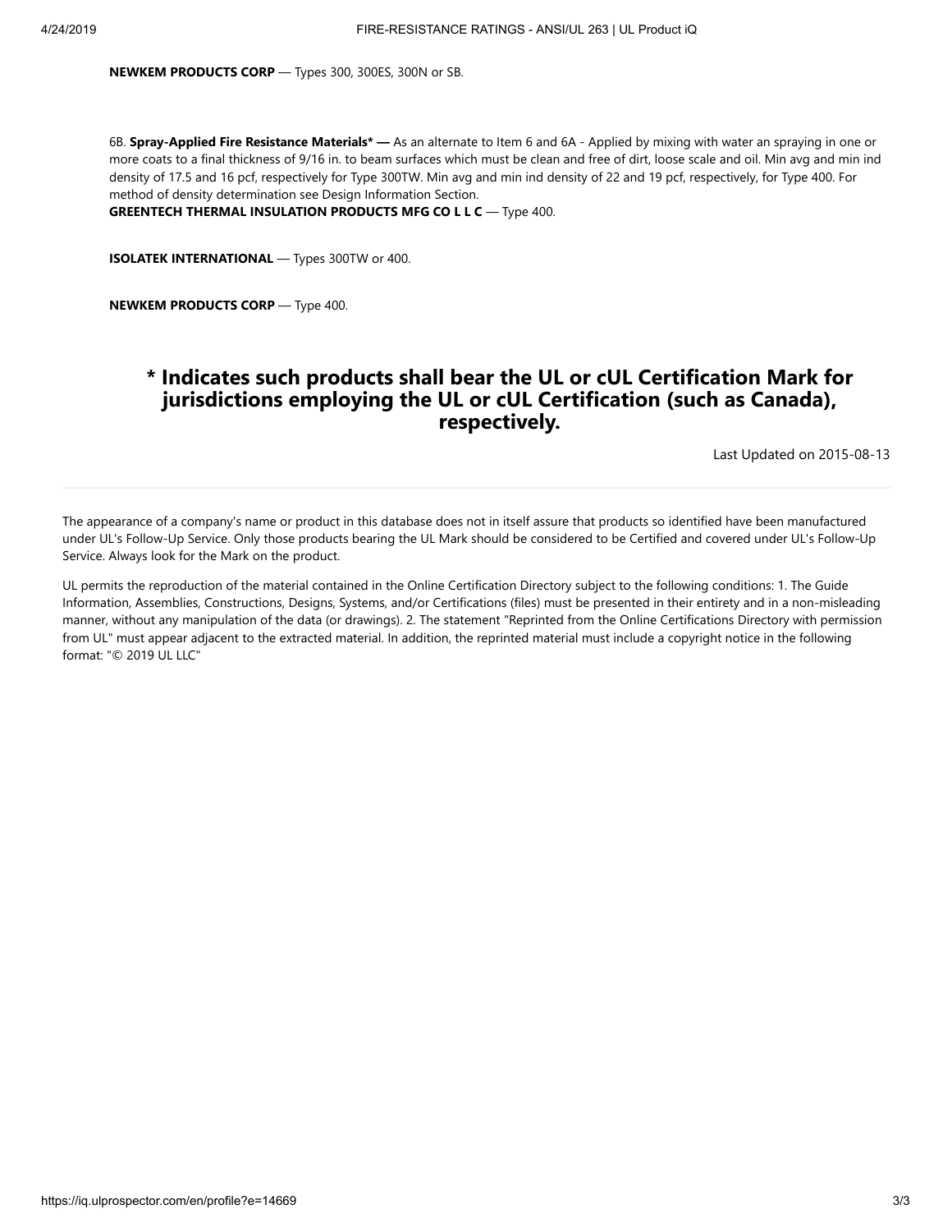**NEWKEM PRODUCTS CORP** — Types 300, 300ES, 300N or SB.

6B. **Spray-Applied Fire Resistance Materials* —** As an alternate to Item 6 and 6A - Applied by mixing with water an spraying in one or more coats to a final thickness of 9/16 in. to beam surfaces which must be clean and free of dirt, loose scale and oil. Min avg and min ind density of 17.5 and 16 pcf, respectively for Type 300TW. Min avg and min ind density of 22 and 19 pcf, respectively, for Type 400. For method of density determination see Design Information Section.

**GREENTECH THERMAL INSULATION PRODUCTS MFG CO L L C** — Type 400.

**ISOLATEK INTERNATIONAL** — Types 300TW or 400.

**NEWKEM PRODUCTS CORP** — Type 400.

## * Indicates such products shall bear the UL or cUL Certification Mark for jurisdictions employing the UL or cUL Certification (such as Canada), respectively.

Last Updated on 2015-08-13

---

The appearance of a company's name or product in this database does not in itself assure that products so identified have been manufactured under UL's Follow-Up Service. Only those products bearing the UL Mark should be considered to be Certified and covered under UL's Follow-Up Service. Always look for the Mark on the product.

UL permits the reproduction of the material contained in the Online Certification Directory subject to the following conditions: 1. The Guide Information, Assemblies, Constructions, Designs, Systems, and/or Certifications (files) must be presented in their entirety and in a non-misleading manner, without any manipulation of the data (or drawings). 2. The statement "Reprinted from the Online Certifications Directory with permission from UL" must appear adjacent to the extracted material. In addition, the reprinted material must include a copyright notice in the following format: "© 2019 UL LLC"